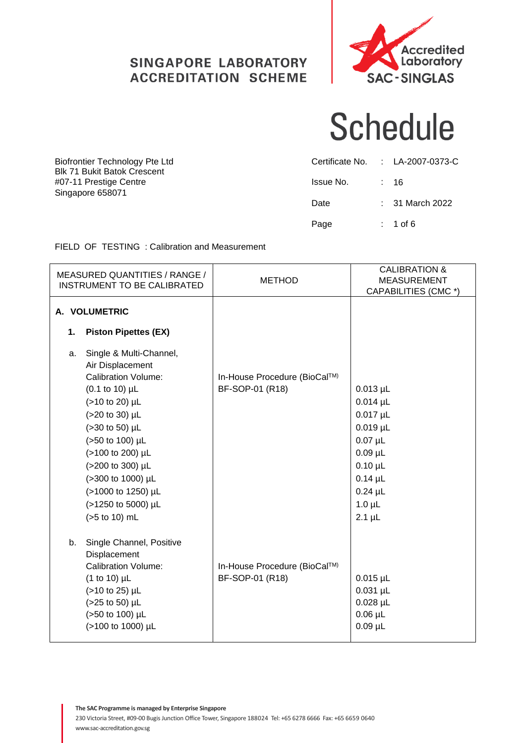**SINGAPORE LABORATORY ACCREDITATION SCHEME**

Accredited Laboratory
SAC-SINGLAS

# Schedule

Biofrontier Technology Pte Ltd
Blk 71 Bukit Batok Crescent
#07-11 Prestige Centre
Singapore 658071

| | | |
|---|---|---|
| Certificate No. | : | LA-2007-0373-C |
| Issue No. | : | 16 |
| Date | : | 31 March 2022 |
| Page | : | 1 of 6 |

FIELD OF TESTING : Calibration and Measurement

| MEASURED QUANTITIES / RANGE / INSTRUMENT TO BE CALIBRATED | METHOD | CALIBRATION & MEASUREMENT CAPABILITIES (CMC *) |
|---|---|---|
| **A. VOLUMETRIC** | | |
| **1. Piston Pipettes (EX)** | | |
| a. Single & Multi-Channel, Air Displacement | | |
| Calibration Volume: | In-House Procedure (BioCal™) BF-SOP-01 (R18) | |
| (0.1 to 10) µL | | 0.013 µL |
| (>10 to 20) µL | | 0.014 µL |
| (>20 to 30) µL | | 0.017 µL |
| (>30 to 50) µL | | 0.019 µL |
| (>50 to 100) µL | | 0.07 µL |
| (>100 to 200) µL | | 0.09 µL |
| (>200 to 300) µL | | 0.10 µL |
| (>300 to 1000) µL | | 0.14 µL |
| (>1000 to 1250) µL | | 0.24 µL |
| (>1250 to 5000) µL | | 1.0 µL |
| (>5 to 10) mL | | 2.1 µL |
| b. Single Channel, Positive Displacement | | |
| Calibration Volume: | In-House Procedure (BioCal™) BF-SOP-01 (R18) | |
| (1 to 10) µL | | 0.015 µL |
| (>10 to 25) µL | | 0.031 µL |
| (>25 to 50) µL | | 0.028 µL |
| (>50 to 100) µL | | 0.06 µL |
| (>100 to 1000) µL | | 0.09 µL |

The SAC Programme is managed by Enterprise Singapore
230 Victoria Street, #09-00 Bugis Junction Office Tower, Singapore 188024 Tel: +65 6278 6666 Fax: +65 6659 0640
www.sac-accreditation.gov.sg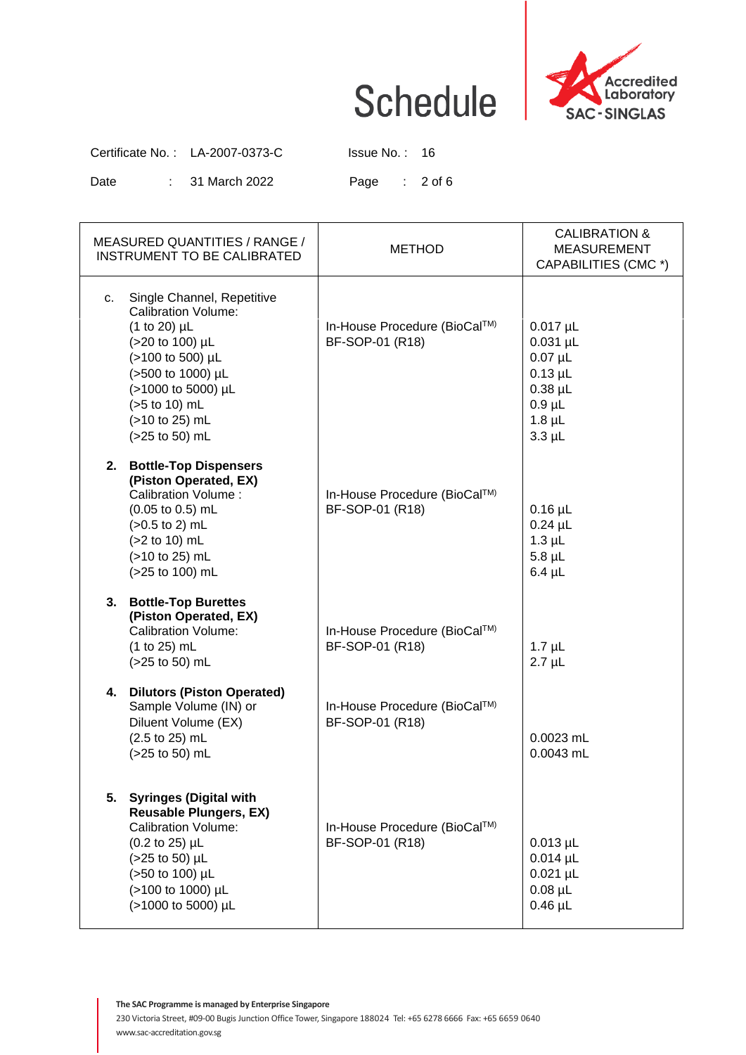# Schedule

Accredited Laboratory SAC-SINGLAS

Certificate No. : LA-2007-0373-C Issue No. : 16

Date : 31 March 2022

| MEASURED QUANTITIES / RANGE / INSTRUMENT TO BE CALIBRATED | METHOD | CALIBRATION & MEASUREMENT CAPABILITIES (CMC *) |
|---|---|---|
| c. Single Channel, Repetitive<br>Calibration Volume:<br>(1 to 20) µL<br>(>20 to 100) µL<br>(>100 to 500) µL<br>(>500 to 1000) µL<br>(>1000 to 5000) µL<br>(>5 to 10) mL<br>(>10 to 25) mL<br>(>25 to 50) mL | In-House Procedure (BioCal™)<br>BF-SOP-01 (R18) | <br><br>0.017 µL<br>0.031 µL<br>0.07 µL<br>0.13 µL<br>0.38 µL<br>0.9 µL<br>1.8 µL<br>3.3 µL |
| **2. Bottle-Top Dispensers (Piston Operated, EX)**<br>Calibration Volume :<br>(0.05 to 0.5) mL<br>(>0.5 to 2) mL<br>(>2 to 10) mL<br>(>10 to 25) mL<br>(>25 to 100) mL | In-House Procedure (BioCal™)<br>BF-SOP-01 (R18) | <br><br><br>0.16 µL<br>0.24 µL<br>1.3 µL<br>5.8 µL<br>6.4 µL |
| **3. Bottle-Top Burettes (Piston Operated, EX)**<br>Calibration Volume:<br>(1 to 25) mL<br>(>25 to 50) mL | In-House Procedure (BioCal™)<br>BF-SOP-01 (R18) | <br><br><br>1.7 µL<br>2.7 µL |
| **4. Dilutors (Piston Operated)**<br>Sample Volume (IN) or<br>Diluent Volume (EX)<br>(2.5 to 25) mL<br>(>25 to 50) mL | In-House Procedure (BioCal™)<br>BF-SOP-01 (R18) | <br><br><br>0.0023 mL<br>0.0043 mL |
| **5. Syringes (Digital with Reusable Plungers, EX)**<br>Calibration Volume:<br>(0.2 to 25) µL<br>(>25 to 50) µL<br>(>50 to 100) µL<br>(>100 to 1000) µL<br>(>1000 to 5000) µL | In-House Procedure (BioCal™)<br>BF-SOP-01 (R18) | <br><br><br>0.013 µL<br>0.014 µL<br>0.021 µL<br>0.08 µL<br>0.46 µL |

**The SAC Programme is managed by Enterprise Singapore**
230 Victoria Street, #09-00 Bugis Junction Office Tower, Singapore 188024 Tel: +65 6278 6666 Fax: +65 6659 0640
www.sac-accreditation.gov.sg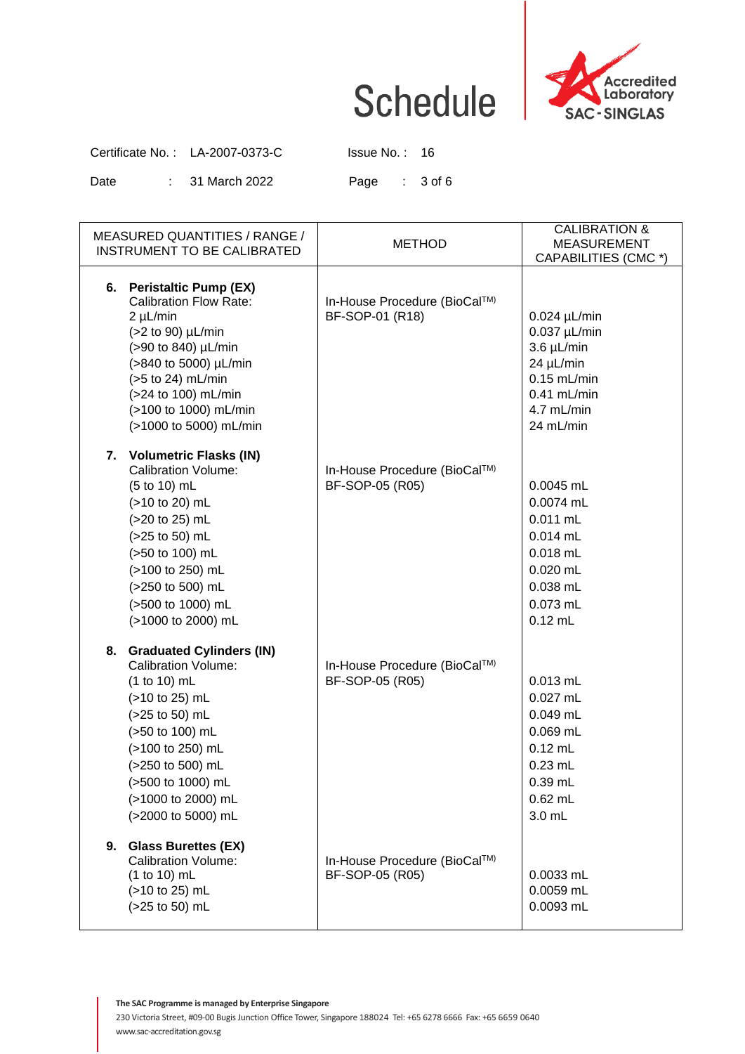# Schedule

Certificate No. : LA-2007-0373-C    Issue No. : 16

Date : 31 March 2022

| MEASURED QUANTITIES / RANGE / INSTRUMENT TO BE CALIBRATED | METHOD | CALIBRATION & MEASUREMENT CAPABILITIES (CMC *) |
|---|---|---|
| **6. Peristaltic Pump (EX)** | | |
| Calibration Flow Rate: | In-House Procedure (BioCal™) BF-SOP-01 (R18) | |
| 2 µL/min | | 0.024 µL/min |
| (>2 to 90) µL/min | | 0.037 µL/min |
| (>90 to 840) µL/min | | 3.6 µL/min |
| (>840 to 5000) µL/min | | 24 µL/min |
| (>5 to 24) mL/min | | 0.15 mL/min |
| (>24 to 100) mL/min | | 0.41 mL/min |
| (>100 to 1000) mL/min | | 4.7 mL/min |
| (>1000 to 5000) mL/min | | 24 mL/min |
| **7. Volumetric Flasks (IN)** | | |
| Calibration Volume: | In-House Procedure (BioCal™) BF-SOP-05 (R05) | |
| (5 to 10) mL | | 0.0045 mL |
| (>10 to 20) mL | | 0.0074 mL |
| (>20 to 25) mL | | 0.011 mL |
| (>25 to 50) mL | | 0.014 mL |
| (>50 to 100) mL | | 0.018 mL |
| (>100 to 250) mL | | 0.020 mL |
| (>250 to 500) mL | | 0.038 mL |
| (>500 to 1000) mL | | 0.073 mL |
| (>1000 to 2000) mL | | 0.12 mL |
| **8. Graduated Cylinders (IN)** | | |
| Calibration Volume: | In-House Procedure (BioCal™) BF-SOP-05 (R05) | |
| (1 to 10) mL | | 0.013 mL |
| (>10 to 25) mL | | 0.027 mL |
| (>25 to 50) mL | | 0.049 mL |
| (>50 to 100) mL | | 0.069 mL |
| (>100 to 250) mL | | 0.12 mL |
| (>250 to 500) mL | | 0.23 mL |
| (>500 to 1000) mL | | 0.39 mL |
| (>1000 to 2000) mL | | 0.62 mL |
| (>2000 to 5000) mL | | 3.0 mL |
| **9. Glass Burettes (EX)** | | |
| Calibration Volume: | In-House Procedure (BioCal™) BF-SOP-05 (R05) | |
| (1 to 10) mL | | 0.0033 mL |
| (>10 to 25) mL | | 0.0059 mL |
| (>25 to 50) mL | | 0.0093 mL |

**The SAC Programme is managed by Enterprise Singapore**
230 Victoria Street, #09-00 Bugis Junction Office Tower, Singapore 188024 Tel: +65 6278 6666 Fax: +65 6659 0640
www.sac-accreditation.gov.sg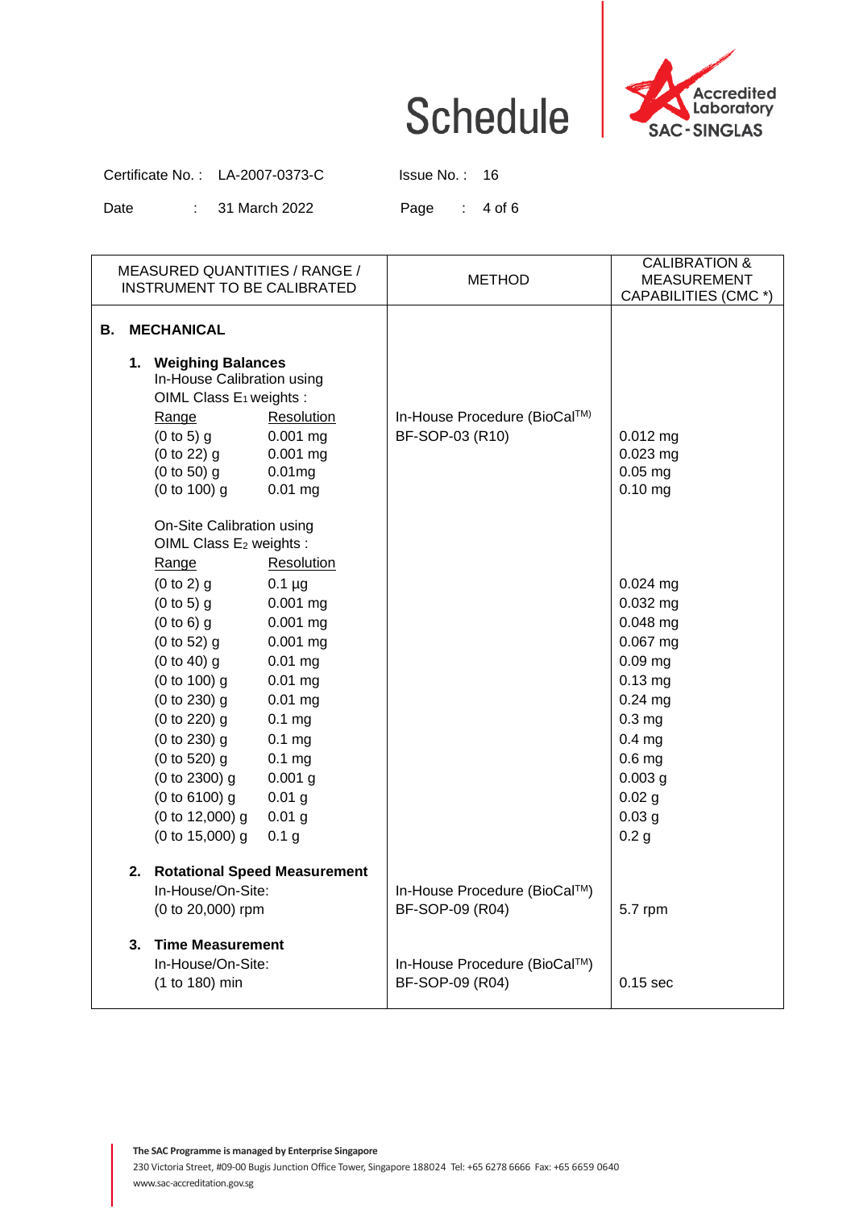# Schedule

Accredited Laboratory SAC-SINGLAS

Certificate No. : LA-2007-0373-C    Issue No. : 16

Date : 31 March 2022

| MEASURED QUANTITIES / RANGE / INSTRUMENT TO BE CALIBRATED | | METHOD | CALIBRATION & MEASUREMENT CAPABILITIES (CMC *) |
|---|---|---|---|
| **B. MECHANICAL** | | | |
| **1. Weighing Balances** | | | |
| In-House Calibration using OIML Class $E_1$ weights : | | | |
| Range | Resolution | In-House Procedure (BioCal™) BF-SOP-03 (R10) | |
| (0 to 5) g | 0.001 mg | | 0.012 mg |
| (0 to 22) g | 0.001 mg | | 0.023 mg |
| (0 to 50) g | 0.01mg | | 0.05 mg |
| (0 to 100) g | 0.01 mg | | 0.10 mg |
| On-Site Calibration using OIML Class $E_2$ weights : | | | |
| Range | Resolution | | |
| (0 to 2) g | 0.1 µg | | 0.024 mg |
| (0 to 5) g | 0.001 mg | | 0.032 mg |
| (0 to 6) g | 0.001 mg | | 0.048 mg |
| (0 to 52) g | 0.001 mg | | 0.067 mg |
| (0 to 40) g | 0.01 mg | | 0.09 mg |
| (0 to 100) g | 0.01 mg | | 0.13 mg |
| (0 to 230) g | 0.01 mg | | 0.24 mg |
| (0 to 220) g | 0.1 mg | | 0.3 mg |
| (0 to 230) g | 0.1 mg | | 0.4 mg |
| (0 to 520) g | 0.1 mg | | 0.6 mg |
| (0 to 2300) g | 0.001 g | | 0.003 g |
| (0 to 6100) g | 0.01 g | | 0.02 g |
| (0 to 12,000) g | 0.01 g | | 0.03 g |
| (0 to 15,000) g | 0.1 g | | 0.2 g |
| **2. Rotational Speed Measurement** | | | |
| In-House/On-Site: (0 to 20,000) rpm | | In-House Procedure (BioCal™) BF-SOP-09 (R04) | 5.7 rpm |
| **3. Time Measurement** | | | |
| In-House/On-Site: (1 to 180) min | | In-House Procedure (BioCal™) BF-SOP-09 (R04) | 0.15 sec |

The SAC Programme is managed by Enterprise Singapore
230 Victoria Street, #09-00 Bugis Junction Office Tower, Singapore 188024 Tel: +65 6278 6666 Fax: +65 6659 0640
www.sac-accreditation.gov.sg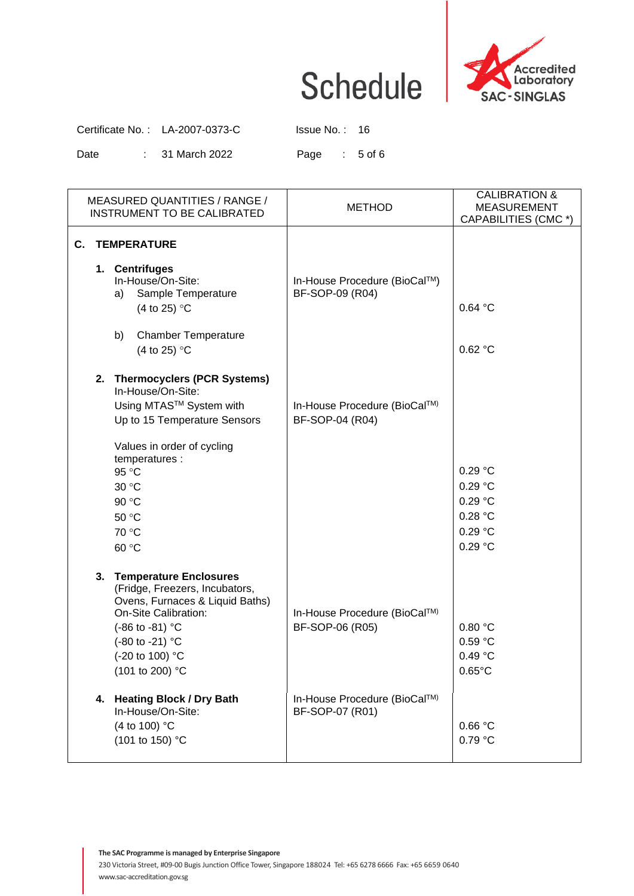Schedule

Accredited Laboratory SAC-SINGLAS

Certificate No. : LA-2007-0373-C Issue No. : 16

Date : 31 March 2022

| MEASURED QUANTITIES / RANGE / INSTRUMENT TO BE CALIBRATED | METHOD | CALIBRATION & MEASUREMENT CAPABILITIES (CMC *) |
|---|---|---|
| **C. TEMPERATURE** | | |
| **1. Centrifuges** In-House/On-Site: | In-House Procedure (BioCal™) BF-SOP-09 (R04) | |
| a) Sample Temperature (4 to 25) °C | | 0.64 °C |
| b) Chamber Temperature (4 to 25) °C | | 0.62 °C |
| **2. Thermocyclers (PCR Systems)** In-House/On-Site: Using MTAS™ System with Up to 15 Temperature Sensors | In-House Procedure (BioCal™) BF-SOP-04 (R04) | |
| Values in order of cycling temperatures : | | |
| 95 °C | | 0.29 °C |
| 30 °C | | 0.29 °C |
| 90 °C | | 0.29 °C |
| 50 °C | | 0.28 °C |
| 70 °C | | 0.29 °C |
| 60 °C | | 0.29 °C |
| **3. Temperature Enclosures** (Fridge, Freezers, Incubators, Ovens, Furnaces & Liquid Baths) On-Site Calibration: | In-House Procedure (BioCal™) BF-SOP-06 (R05) | |
| (-86 to -81) °C | | 0.80 °C |
| (-80 to -21) °C | | 0.59 °C |
| (-20 to 100) °C | | 0.49 °C |
| (101 to 200) °C | | 0.65°C |
| **4. Heating Block / Dry Bath** In-House/On-Site: | In-House Procedure (BioCal™) BF-SOP-07 (R01) | |
| (4 to 100) °C | | 0.66 °C |
| (101 to 150) °C | | 0.79 °C |

The SAC Programme is managed by Enterprise Singapore
230 Victoria Street, #09-00 Bugis Junction Office Tower, Singapore 188024 Tel: +65 6278 6666 Fax: +65 6659 0640
www.sac-accreditation.gov.sg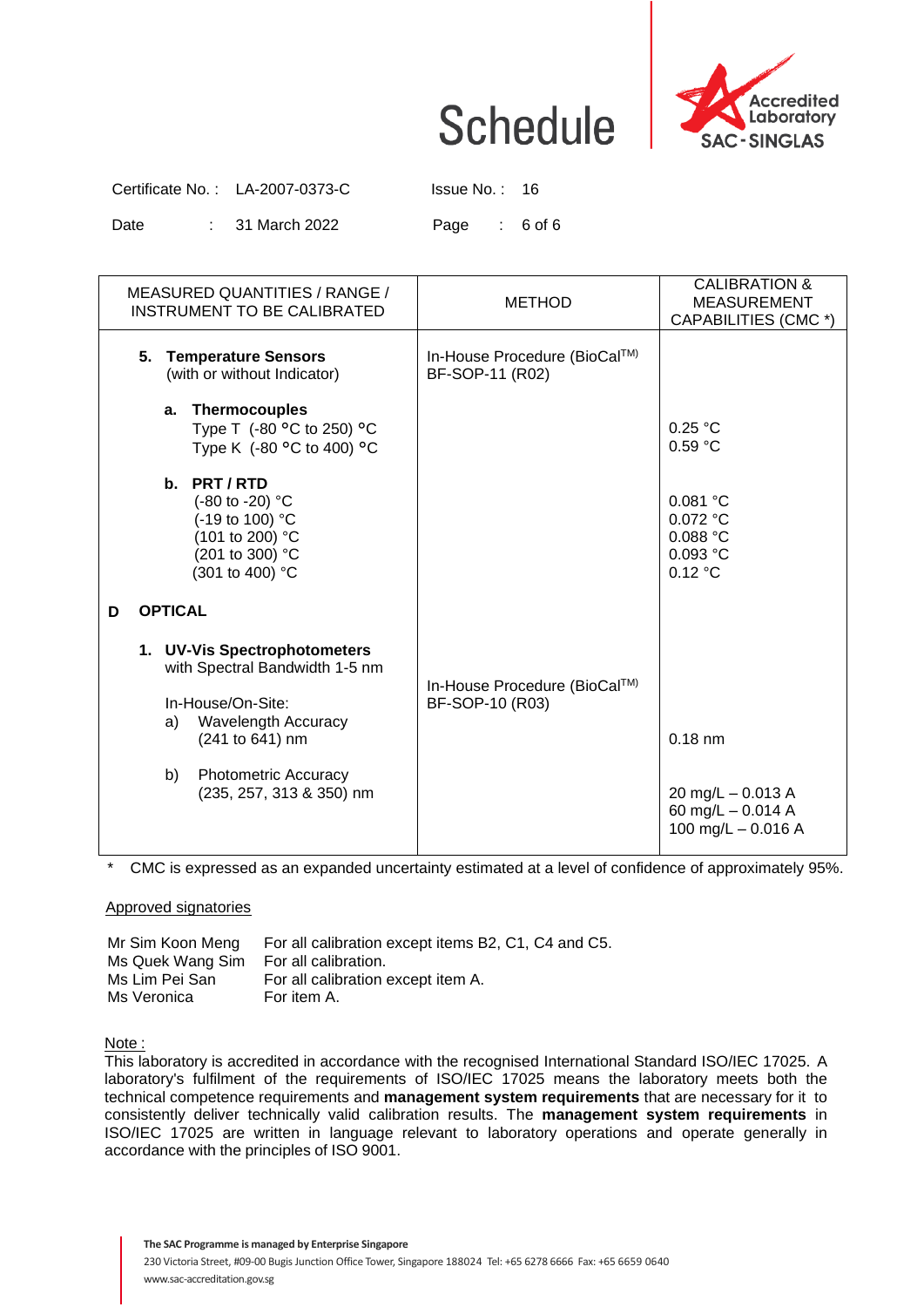# Schedule

Accredited Laboratory SAC-SINGLAS

Certificate No. : LA-2007-0373-C Issue No. : 16

Date : 31 March 2022 Page : 6 of 6

| MEASURED QUANTITIES / RANGE / INSTRUMENT TO BE CALIBRATED | METHOD | CALIBRATION & MEASUREMENT CAPABILITIES (CMC *) |
|---|---|---|
| **5. Temperature Sensors** (with or without Indicator) | In-House Procedure (BioCal™) BF-SOP-11 (R02) | |
| **a. Thermocouples** | | |
| Type T (-80 °C to 250) °C | | 0.25 °C |
| Type K (-80 °C to 400) °C | | 0.59 °C |
| **b. PRT / RTD** | | |
| (-80 to -20) °C | | 0.081 °C |
| (-19 to 100) °C | | 0.072 °C |
| (101 to 200) °C | | 0.088 °C |
| (201 to 300) °C | | 0.093 °C |
| (301 to 400) °C | | 0.12 °C |
| **D OPTICAL** | | |
| **1. UV-Vis Spectrophotometers** with Spectral Bandwidth 1-5 nm | In-House Procedure (BioCal™) BF-SOP-10 (R03) | |
| In-House/On-Site: a) Wavelength Accuracy (241 to 641) nm | | 0.18 nm |
| b) Photometric Accuracy (235, 257, 313 & 350) nm | | 20 mg/L – 0.013 A<br>60 mg/L – 0.014 A<br>100 mg/L – 0.016 A |

* CMC is expressed as an expanded uncertainty estimated at a level of confidence of approximately 95%.

Approved signatories

| | |
|---|---|
| Mr Sim Koon Meng | For all calibration except items B2, C1, C4 and C5. |
| Ms Quek Wang Sim | For all calibration. |
| Ms Lim Pei San | For all calibration except item A. |
| Ms Veronica | For item A. |

Note :

This laboratory is accredited in accordance with the recognised International Standard ISO/IEC 17025. A laboratory's fulfilment of the requirements of ISO/IEC 17025 means the laboratory meets both the technical competence requirements and **management system requirements** that are necessary for it to consistently deliver technically valid calibration results. The **management system requirements** in ISO/IEC 17025 are written in language relevant to laboratory operations and operate generally in accordance with the principles of ISO 9001.

**The SAC Programme is managed by Enterprise Singapore**
230 Victoria Street, #09-00 Bugis Junction Office Tower, Singapore 188024 Tel: +65 6278 6666 Fax: +65 6659 0640
www.sac-accreditation.gov.sg